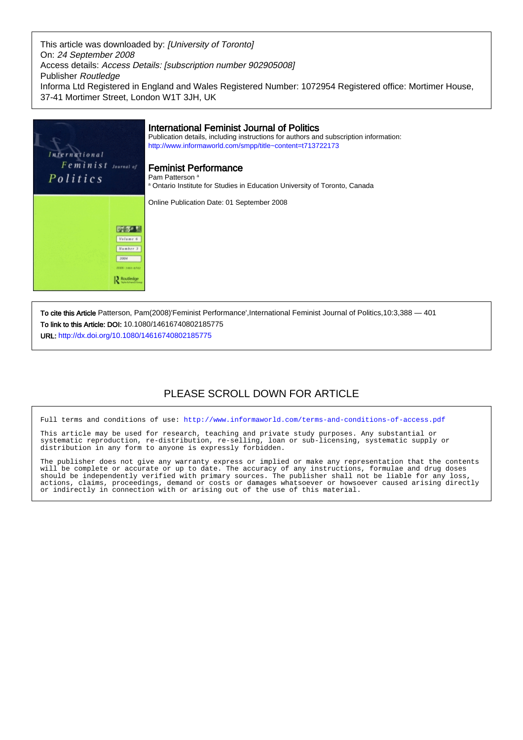This article was downloaded by: *[University of Toronto]*
On: *24 September 2008*
Access details: *Access Details: [subscription number 902905008]*
Publisher *Routledge*
Informa Ltd Registered in England and Wales Registered Number: 1072954 Registered office: Mortimer House, 37-41 Mortimer Street, London W1T 3JH, UK

## International Feminist Journal of Politics

Publication details, including instructions for authors and subscription information:
http://www.informaworld.com/smpp/title~content=t713722173

## Feminist Performance

Pam Patterson [a]

[a] Ontario Institute for Studies in Education University of Toronto, Canada

Online Publication Date: 01 September 2008

**To cite this Article** Patterson, Pam(2008)'Feminist Performance',International Feminist Journal of Politics,10:3,388 — 401

**To link to this Article: DOI:** 10.1080/14616740802185775

**URL:** http://dx.doi.org/10.1080/14616740802185775

PLEASE SCROLL DOWN FOR ARTICLE

Full terms and conditions of use: http://www.informaworld.com/terms-and-conditions-of-access.pdf

This article may be used for research, teaching and private study purposes. Any substantial or systematic reproduction, re-distribution, re-selling, loan or sub-licensing, systematic supply or distribution in any form to anyone is expressly forbidden.

The publisher does not give any warranty express or implied or make any representation that the contents will be complete or accurate or up to date. The accuracy of any instructions, formulae and drug doses should be independently verified with primary sources. The publisher shall not be liable for any loss, actions, claims, proceedings, demand or costs or damages whatsoever or howsoever caused arising directly or indirectly in connection with or arising out of the use of this material.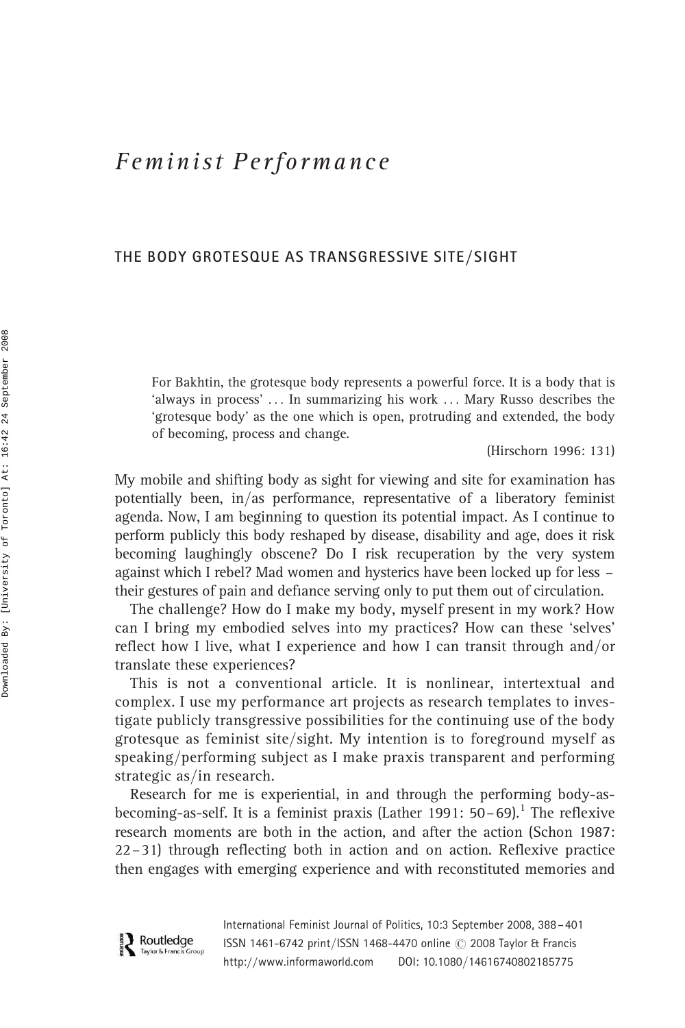# *Feminist Performance*

## THE BODY GROTESQUE AS TRANSGRESSIVE SITE/SIGHT

> For Bakhtin, the grotesque body represents a powerful force. It is a body that is 'always in process' ... In summarizing his work ... Mary Russo describes the 'grotesque body' as the one which is open, protruding and extended, the body of becoming, process and change.
>
> (Hirschorn 1996: 131)

My mobile and shifting body as sight for viewing and site for examination has potentially been, in/as performance, representative of a liberatory feminist agenda. Now, I am beginning to question its potential impact. As I continue to perform publicly this body reshaped by disease, disability and age, does it risk becoming laughingly obscene? Do I risk recuperation by the very system against which I rebel? Mad women and hysterics have been locked up for less – their gestures of pain and defiance serving only to put them out of circulation.

The challenge? How do I make my body, myself present in my work? How can I bring my embodied selves into my practices? How can these 'selves' reflect how I live, what I experience and how I can transit through and/or translate these experiences?

This is not a conventional article. It is nonlinear, intertextual and complex. I use my performance art projects as research templates to investigate publicly transgressive possibilities for the continuing use of the body grotesque as feminist site/sight. My intention is to foreground myself as speaking/performing subject as I make praxis transparent and performing strategic as/in research.

Research for me is experiential, in and through the performing body-as-becoming-as-self. It is a feminist praxis (Lather 1991: 50–69).[1] The reflexive research moments are both in the action, and after the action (Schon 1987: 22–31) through reflecting both in action and on action. Reflexive practice then engages with emerging experience and with reconstituted memories and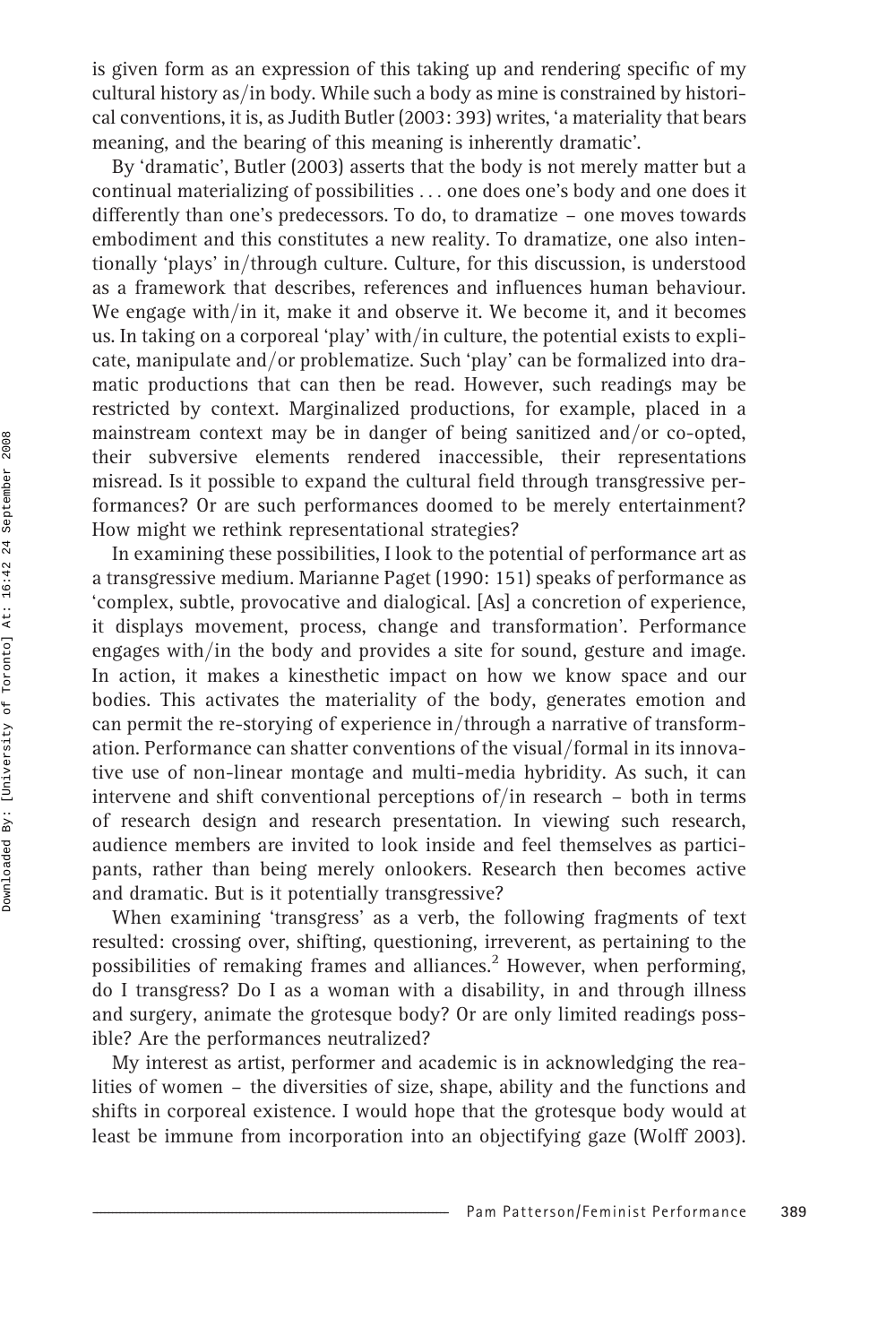is given form as an expression of this taking up and rendering specific of my cultural history as/in body. While such a body as mine is constrained by historical conventions, it is, as Judith Butler (2003: 393) writes, 'a materiality that bears meaning, and the bearing of this meaning is inherently dramatic'.

By 'dramatic', Butler (2003) asserts that the body is not merely matter but a continual materializing of possibilities . . . one does one's body and one does it differently than one's predecessors. To do, to dramatize – one moves towards embodiment and this constitutes a new reality. To dramatize, one also intentionally 'plays' in/through culture. Culture, for this discussion, is understood as a framework that describes, references and influences human behaviour. We engage with/in it, make it and observe it. We become it, and it becomes us. In taking on a corporeal 'play' with/in culture, the potential exists to explicate, manipulate and/or problematize. Such 'play' can be formalized into dramatic productions that can then be read. However, such readings may be restricted by context. Marginalized productions, for example, placed in a mainstream context may be in danger of being sanitized and/or co-opted, their subversive elements rendered inaccessible, their representations misread. Is it possible to expand the cultural field through transgressive performances? Or are such performances doomed to be merely entertainment? How might we rethink representational strategies?

In examining these possibilities, I look to the potential of performance art as a transgressive medium. Marianne Paget (1990: 151) speaks of performance as 'complex, subtle, provocative and dialogical. [As] a concretion of experience, it displays movement, process, change and transformation'. Performance engages with/in the body and provides a site for sound, gesture and image. In action, it makes a kinesthetic impact on how we know space and our bodies. This activates the materiality of the body, generates emotion and can permit the re-storying of experience in/through a narrative of transformation. Performance can shatter conventions of the visual/formal in its innovative use of non-linear montage and multi-media hybridity. As such, it can intervene and shift conventional perceptions of/in research – both in terms of research design and research presentation. In viewing such research, audience members are invited to look inside and feel themselves as participants, rather than being merely onlookers. Research then becomes active and dramatic. But is it potentially transgressive?

When examining 'transgress' as a verb, the following fragments of text resulted: crossing over, shifting, questioning, irreverent, as pertaining to the possibilities of remaking frames and alliances.[2] However, when performing, do I transgress? Do I as a woman with a disability, in and through illness and surgery, animate the grotesque body? Or are only limited readings possible? Are the performances neutralized?

My interest as artist, performer and academic is in acknowledging the realities of women – the diversities of size, shape, ability and the functions and shifts in corporeal existence. I would hope that the grotesque body would at least be immune from incorporation into an objectifying gaze (Wolff 2003).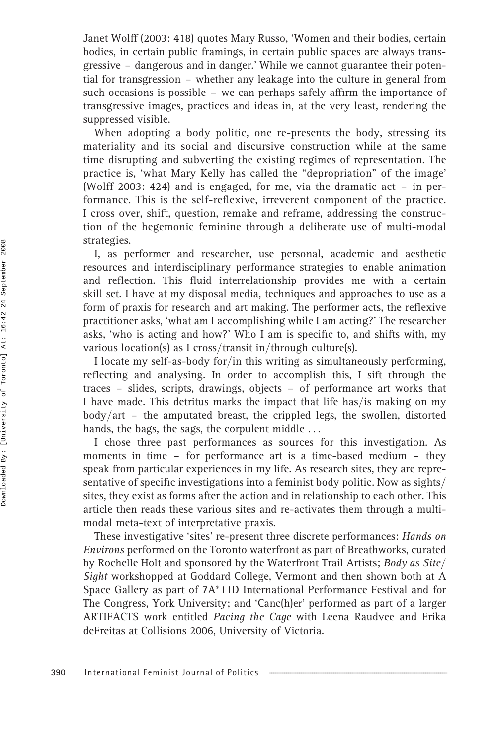Janet Wolff (2003: 418) quotes Mary Russo, 'Women and their bodies, certain bodies, in certain public framings, in certain public spaces are always transgressive – dangerous and in danger.' While we cannot guarantee their potential for transgression – whether any leakage into the culture in general from such occasions is possible – we can perhaps safely affirm the importance of transgressive images, practices and ideas in, at the very least, rendering the suppressed visible.

When adopting a body politic, one re-presents the body, stressing its materiality and its social and discursive construction while at the same time disrupting and subverting the existing regimes of representation. The practice is, 'what Mary Kelly has called the "depropriation" of the image' (Wolff 2003: 424) and is engaged, for me, via the dramatic act – in performance. This is the self-reflexive, irreverent component of the practice. I cross over, shift, question, remake and reframe, addressing the construction of the hegemonic feminine through a deliberate use of multi-modal strategies.

I, as performer and researcher, use personal, academic and aesthetic resources and interdisciplinary performance strategies to enable animation and reflection. This fluid interrelationship provides me with a certain skill set. I have at my disposal media, techniques and approaches to use as a form of praxis for research and art making. The performer acts, the reflexive practitioner asks, 'what am I accomplishing while I am acting?' The researcher asks, 'who is acting and how?' Who I am is specific to, and shifts with, my various location(s) as I cross/transit in/through culture(s).

I locate my self-as-body for/in this writing as simultaneously performing, reflecting and analysing. In order to accomplish this, I sift through the traces – slides, scripts, drawings, objects – of performance art works that I have made. This detritus marks the impact that life has/is making on my body/art – the amputated breast, the crippled legs, the swollen, distorted hands, the bags, the sags, the corpulent middle . . .

I chose three past performances as sources for this investigation. As moments in time – for performance art is a time-based medium – they speak from particular experiences in my life. As research sites, they are representative of specific investigations into a feminist body politic. Now as sights/sites, they exist as forms after the action and in relationship to each other. This article then reads these various sites and re-activates them through a multimodal meta-text of interpretative praxis.

These investigative 'sites' re-present three discrete performances: *Hands on Environs* performed on the Toronto waterfront as part of Breathworks, curated by Rochelle Holt and sponsored by the Waterfront Trail Artists; *Body as Site/Sight* workshopped at Goddard College, Vermont and then shown both at A Space Gallery as part of 7A*11D International Performance Festival and for The Congress, York University; and 'Canc(h)er' performed as part of a larger ARTIFACTS work entitled *Pacing the Cage* with Leena Raudvee and Erika deFreitas at Collisions 2006, University of Victoria.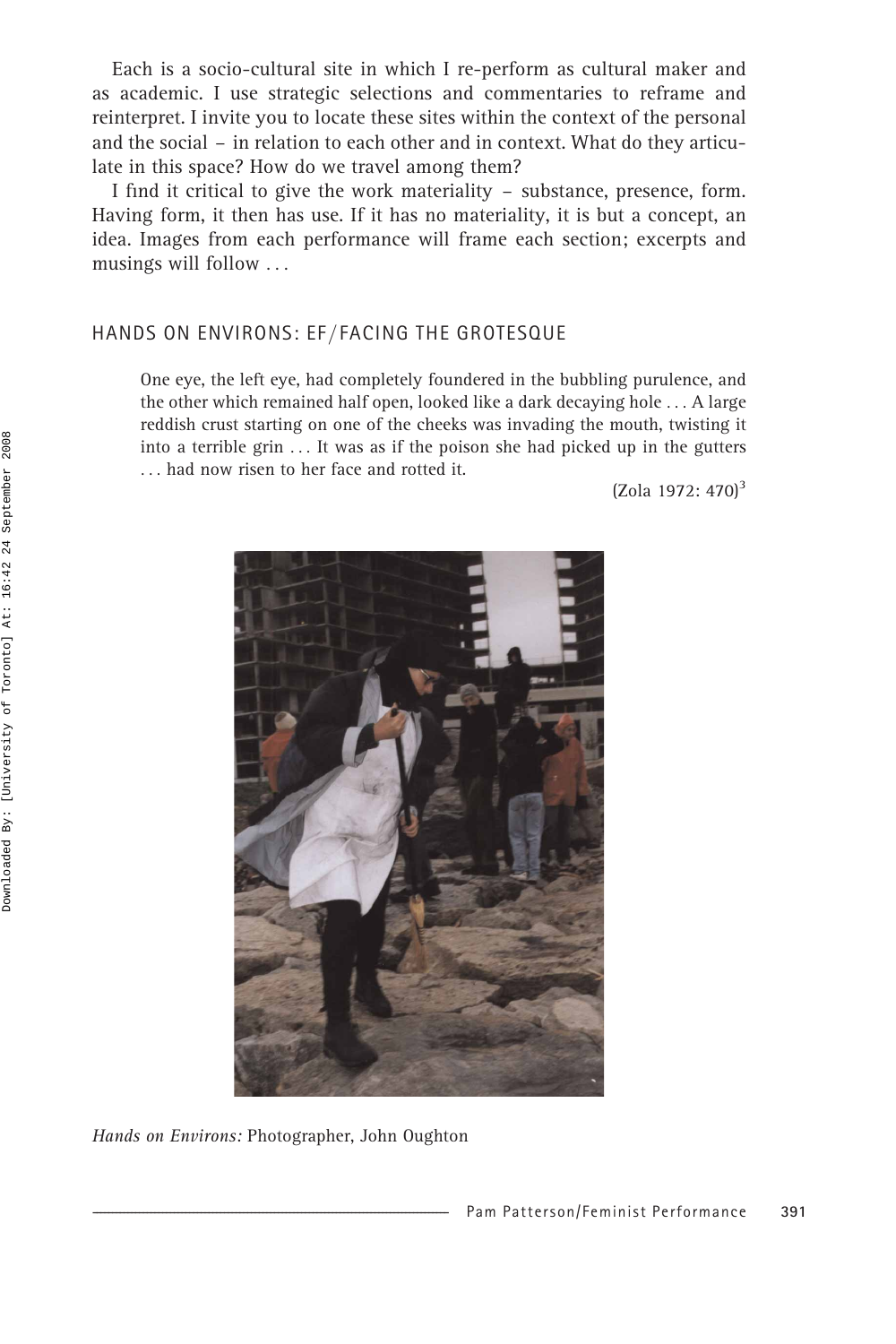Each is a socio-cultural site in which I re-perform as cultural maker and as academic. I use strategic selections and commentaries to reframe and reinterpret. I invite you to locate these sites within the context of the personal and the social – in relation to each other and in context. What do they articulate in this space? How do we travel among them?

I find it critical to give the work materiality – substance, presence, form. Having form, it then has use. If it has no materiality, it is but a concept, an idea. Images from each performance will frame each section; excerpts and musings will follow . . .

## HANDS ON ENVIRONS: EF/FACING THE GROTESQUE

> One eye, the left eye, had completely foundered in the bubbling purulence, and the other which remained half open, looked like a dark decaying hole . . . A large reddish crust starting on one of the cheeks was invading the mouth, twisting it into a terrible grin . . . It was as if the poison she had picked up in the gutters . . . had now risen to her face and rotted it.
>
> (Zola 1972: 470)[3]

*Hands on Environs:* Photographer, John Oughton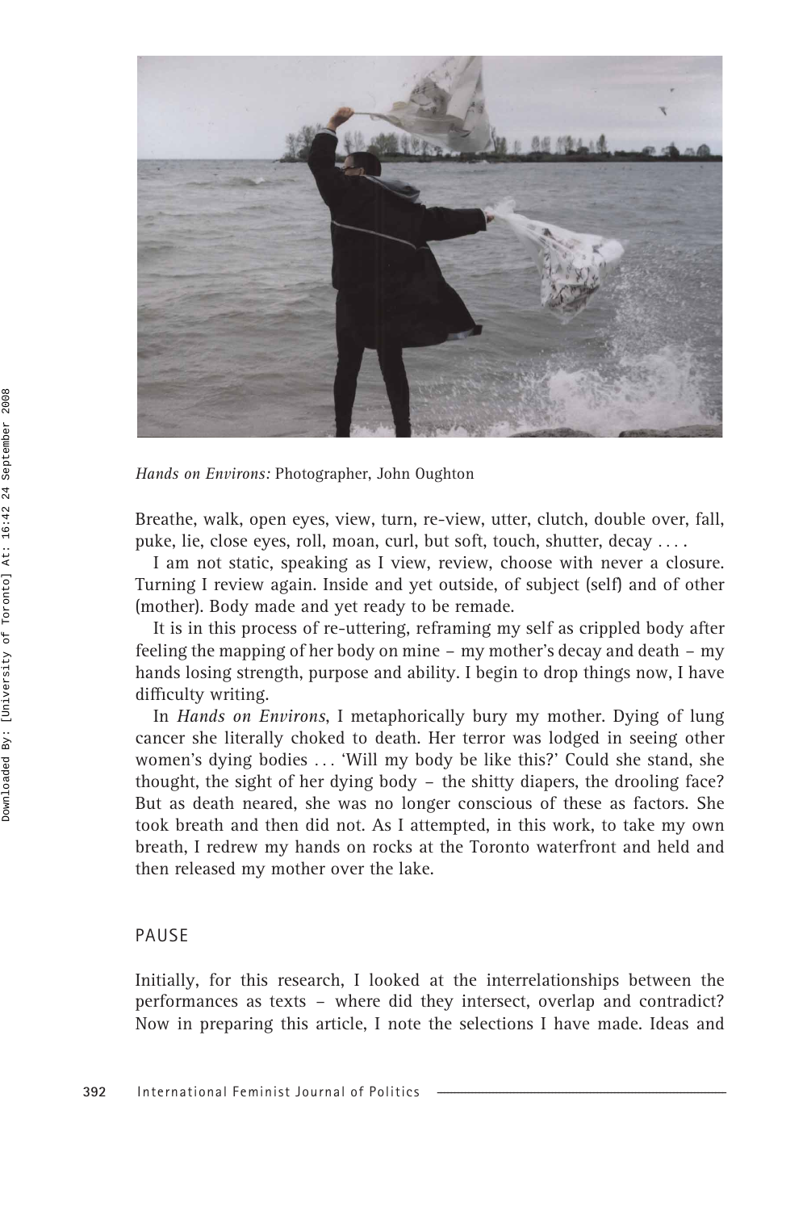*Hands on Environs:* Photographer, John Oughton

Breathe, walk, open eyes, view, turn, re-view, utter, clutch, double over, fall, puke, lie, close eyes, roll, moan, curl, but soft, touch, shutter, decay . . . .

I am not static, speaking as I view, review, choose with never a closure. Turning I review again. Inside and yet outside, of subject (self) and of other (mother). Body made and yet ready to be remade.

It is in this process of re-uttering, reframing my self as crippled body after feeling the mapping of her body on mine – my mother's decay and death – my hands losing strength, purpose and ability. I begin to drop things now, I have difficulty writing.

In *Hands on Environs*, I metaphorically bury my mother. Dying of lung cancer she literally choked to death. Her terror was lodged in seeing other women's dying bodies . . . 'Will my body be like this?' Could she stand, she thought, the sight of her dying body – the shitty diapers, the drooling face? But as death neared, she was no longer conscious of these as factors. She took breath and then did not. As I attempted, in this work, to take my own breath, I redrew my hands on rocks at the Toronto waterfront and held and then released my mother over the lake.

## PAUSE

Initially, for this research, I looked at the interrelationships between the performances as texts – where did they intersect, overlap and contradict? Now in preparing this article, I note the selections I have made. Ideas and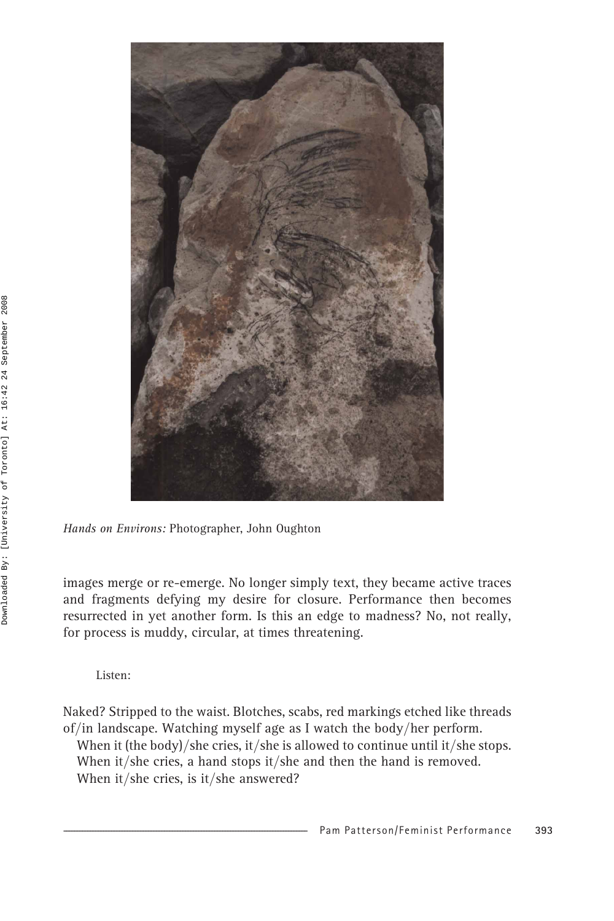*Hands on Environs:* Photographer, John Oughton

images merge or re-emerge. No longer simply text, they became active traces and fragments defying my desire for closure. Performance then becomes resurrected in yet another form. Is this an edge to madness? No, not really, for process is muddy, circular, at times threatening.

Listen:

Naked? Stripped to the waist. Blotches, scabs, red markings etched like threads of/in landscape. Watching myself age as I watch the body/her perform.

When it (the body)/she cries, it/she is allowed to continue until it/she stops.

When it/she cries, a hand stops it/she and then the hand is removed.

When it/she cries, is it/she answered?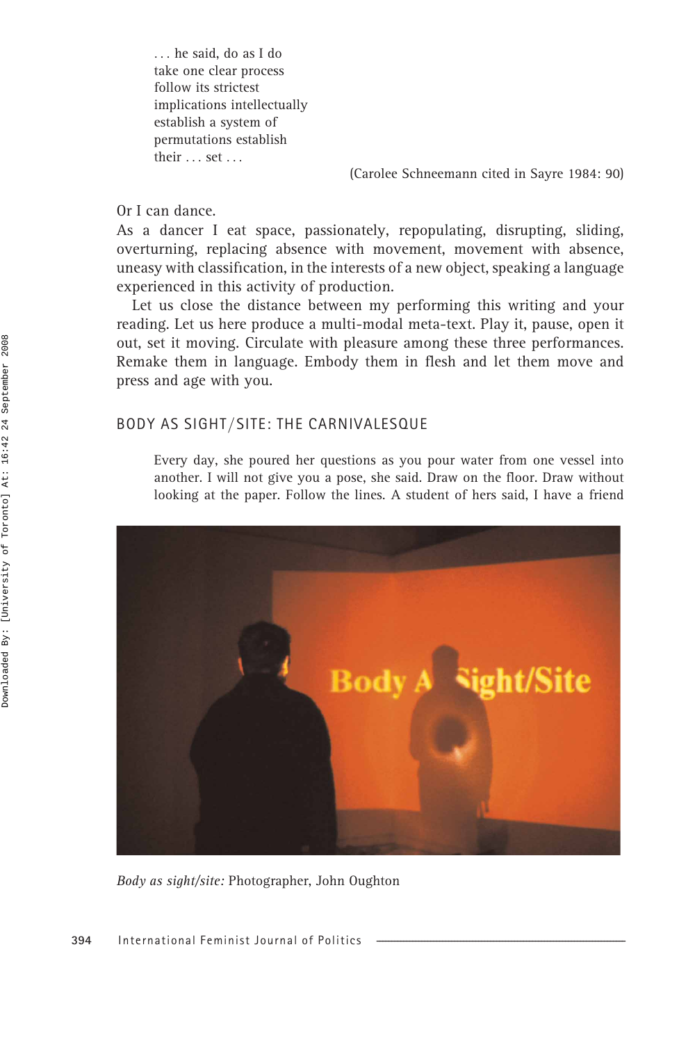> . . . he said, do as I do
> take one clear process
> follow its strictest
> implications intellectually
> establish a system of
> permutations establish
> their . . . set . . .
>
> (Carolee Schneemann cited in Sayre 1984: 90)

Or I can dance.

As a dancer I eat space, passionately, repopulating, disrupting, sliding, overturning, replacing absence with movement, movement with absence, uneasy with classification, in the interests of a new object, speaking a language experienced in this activity of production.

Let us close the distance between my performing this writing and your reading. Let us here produce a multi-modal meta-text. Play it, pause, open it out, set it moving. Circulate with pleasure among these three performances. Remake them in language. Embody them in flesh and let them move and press and age with you.

## BODY AS SIGHT/SITE: THE CARNIVALESQUE

> Every day, she poured her questions as you pour water from one vessel into another. I will not give you a pose, she said. Draw on the floor. Draw without looking at the paper. Follow the lines. A student of hers said, I have a friend

*Body as sight/site:* Photographer, John Oughton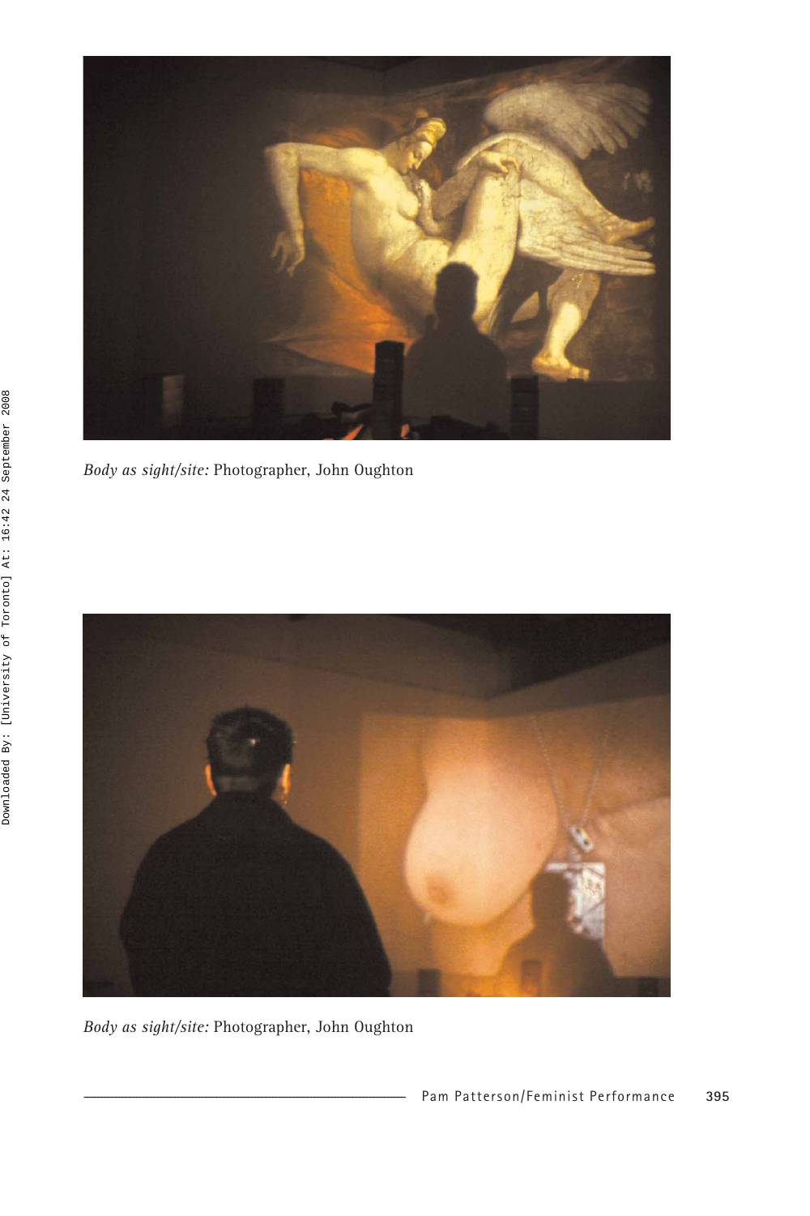*Body as sight/site:* Photographer, John Oughton

*Body as sight/site:* Photographer, John Oughton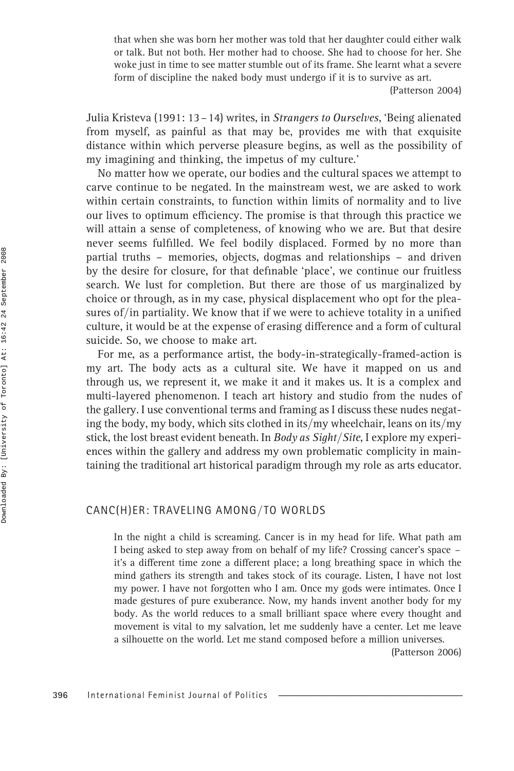> that when she was born her mother was told that her daughter could either walk or talk. But not both. Her mother had to choose. She had to choose for her. She woke just in time to see matter stumble out of its frame. She learnt what a severe form of discipline the naked body must undergo if it is to survive as art.
>
> (Patterson 2004)

Julia Kristeva (1991: 13 – 14) writes, in *Strangers to Ourselves*, 'Being alienated from myself, as painful as that may be, provides me with that exquisite distance within which perverse pleasure begins, as well as the possibility of my imagining and thinking, the impetus of my culture.'

No matter how we operate, our bodies and the cultural spaces we attempt to carve continue to be negated. In the mainstream west, we are asked to work within certain constraints, to function within limits of normality and to live our lives to optimum efficiency. The promise is that through this practice we will attain a sense of completeness, of knowing who we are. But that desire never seems fulfilled. We feel bodily displaced. Formed by no more than partial truths – memories, objects, dogmas and relationships – and driven by the desire for closure, for that definable 'place', we continue our fruitless search. We lust for completion. But there are those of us marginalized by choice or through, as in my case, physical displacement who opt for the pleasures of/in partiality. We know that if we were to achieve totality in a unified culture, it would be at the expense of erasing difference and a form of cultural suicide. So, we choose to make art.

For me, as a performance artist, the body-in-strategically-framed-action is my art. The body acts as a cultural site. We have it mapped on us and through us, we represent it, we make it and it makes us. It is a complex and multi-layered phenomenon. I teach art history and studio from the nudes of the gallery. I use conventional terms and framing as I discuss these nudes negating the body, my body, which sits clothed in its/my wheelchair, leans on its/my stick, the lost breast evident beneath. In *Body as Sight/Site*, I explore my experiences within the gallery and address my own problematic complicity in maintaining the traditional art historical paradigm through my role as arts educator.

## CANC(H)ER: TRAVELING AMONG/TO WORLDS

> In the night a child is screaming. Cancer is in my head for life. What path am I being asked to step away from on behalf of my life? Crossing cancer's space – it's a different time zone a different place; a long breathing space in which the mind gathers its strength and takes stock of its courage. Listen, I have not lost my power. I have not forgotten who I am. Once my gods were intimates. Once I made gestures of pure exuberance. Now, my hands invent another body for my body. As the world reduces to a small brilliant space where every thought and movement is vital to my salvation, let me suddenly have a center. Let me leave a silhouette on the world. Let me stand composed before a million universes.
>
> (Patterson 2006)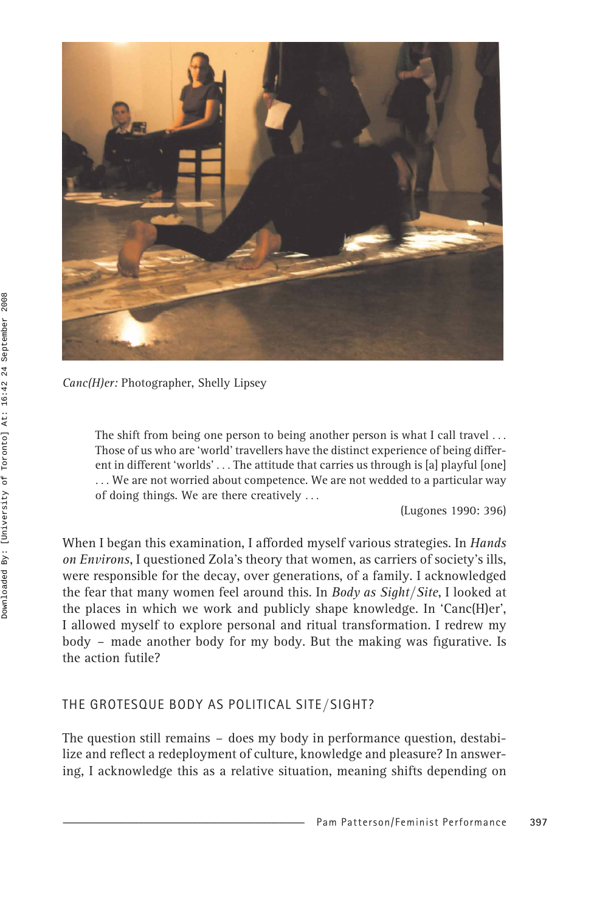*Canc(H)er:* Photographer, Shelly Lipsey

> The shift from being one person to being another person is what I call travel . . . Those of us who are 'world' travellers have the distinct experience of being different in different 'worlds' . . . The attitude that carries us through is [a] playful [one] . . . We are not worried about competence. We are not wedded to a particular way of doing things. We are there creatively . . .
>
> (Lugones 1990: 396)

When I began this examination, I afforded myself various strategies. In *Hands on Environs*, I questioned Zola's theory that women, as carriers of society's ills, were responsible for the decay, over generations, of a family. I acknowledged the fear that many women feel around this. In *Body as Sight/Site*, I looked at the places in which we work and publicly shape knowledge. In 'Canc(H)er', I allowed myself to explore personal and ritual transformation. I redrew my body – made another body for my body. But the making was figurative. Is the action futile?

## THE GROTESQUE BODY AS POLITICAL SITE/SIGHT?

The question still remains – does my body in performance question, destabilize and reflect a redeployment of culture, knowledge and pleasure? In answering, I acknowledge this as a relative situation, meaning shifts depending on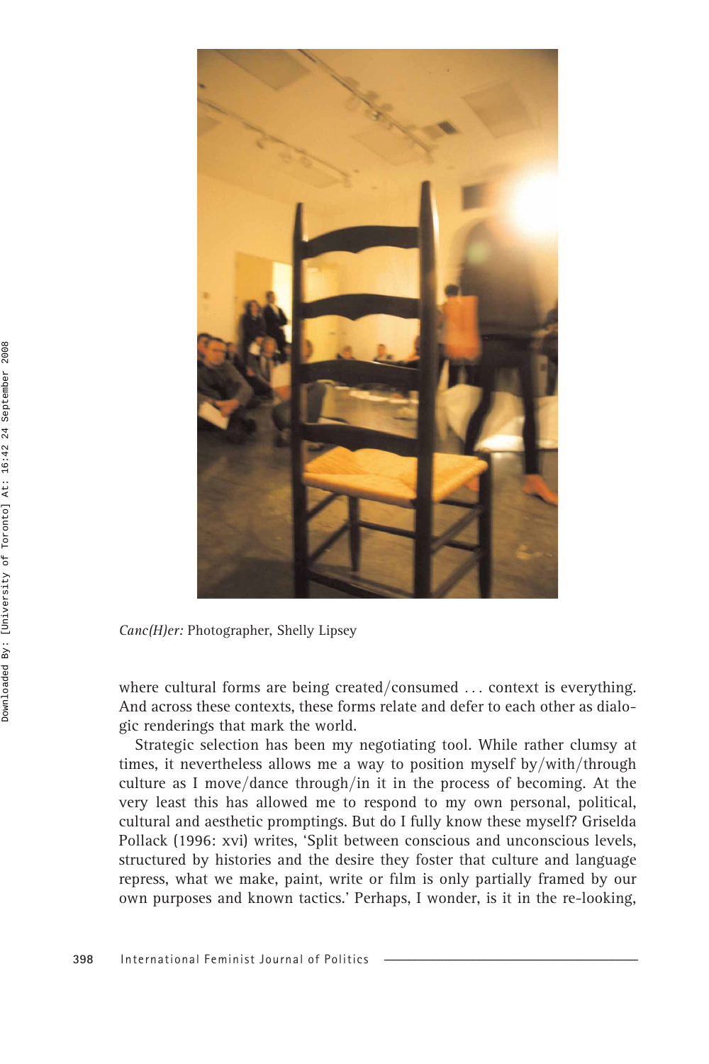*Canc(H)er:* Photographer, Shelly Lipsey

where cultural forms are being created/consumed . . . context is everything. And across these contexts, these forms relate and defer to each other as dialogic renderings that mark the world.

Strategic selection has been my negotiating tool. While rather clumsy at times, it nevertheless allows me a way to position myself by/with/through culture as I move/dance through/in it in the process of becoming. At the very least this has allowed me to respond to my own personal, political, cultural and aesthetic promptings. But do I fully know these myself? Griselda Pollack (1996: xvi) writes, 'Split between conscious and unconscious levels, structured by histories and the desire they foster that culture and language repress, what we make, paint, write or film is only partially framed by our own purposes and known tactics.' Perhaps, I wonder, is it in the re-looking,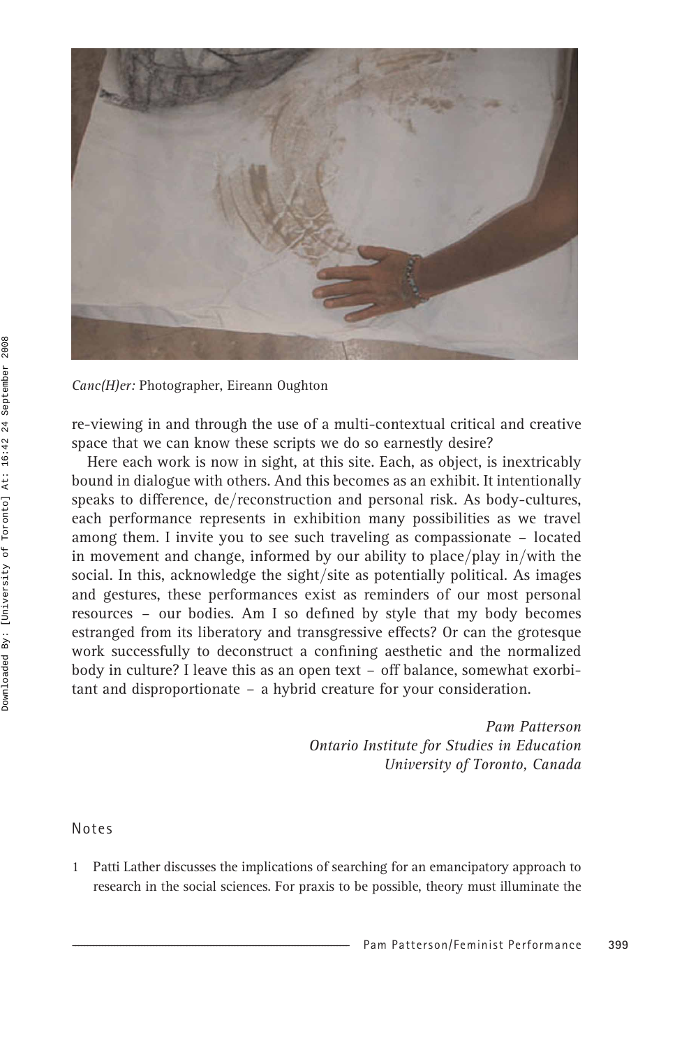*Canc(H)er:* Photographer, Eireann Oughton

re-viewing in and through the use of a multi-contextual critical and creative space that we can know these scripts we do so earnestly desire?

Here each work is now in sight, at this site. Each, as object, is inextricably bound in dialogue with others. And this becomes as an exhibit. It intentionally speaks to difference, de/reconstruction and personal risk. As body-cultures, each performance represents in exhibition many possibilities as we travel among them. I invite you to see such traveling as compassionate – located in movement and change, informed by our ability to place/play in/with the social. In this, acknowledge the sight/site as potentially political. As images and gestures, these performances exist as reminders of our most personal resources – our bodies. Am I so defined by style that my body becomes estranged from its liberatory and transgressive effects? Or can the grotesque work successfully to deconstruct a confining aesthetic and the normalized body in culture? I leave this as an open text – off balance, somewhat exorbitant and disproportionate – a hybrid creature for your consideration.

*Pam Patterson*
*Ontario Institute for Studies in Education*
*University of Toronto, Canada*

## Notes

1 Patti Lather discusses the implications of searching for an emancipatory approach to research in the social sciences. For praxis to be possible, theory must illuminate the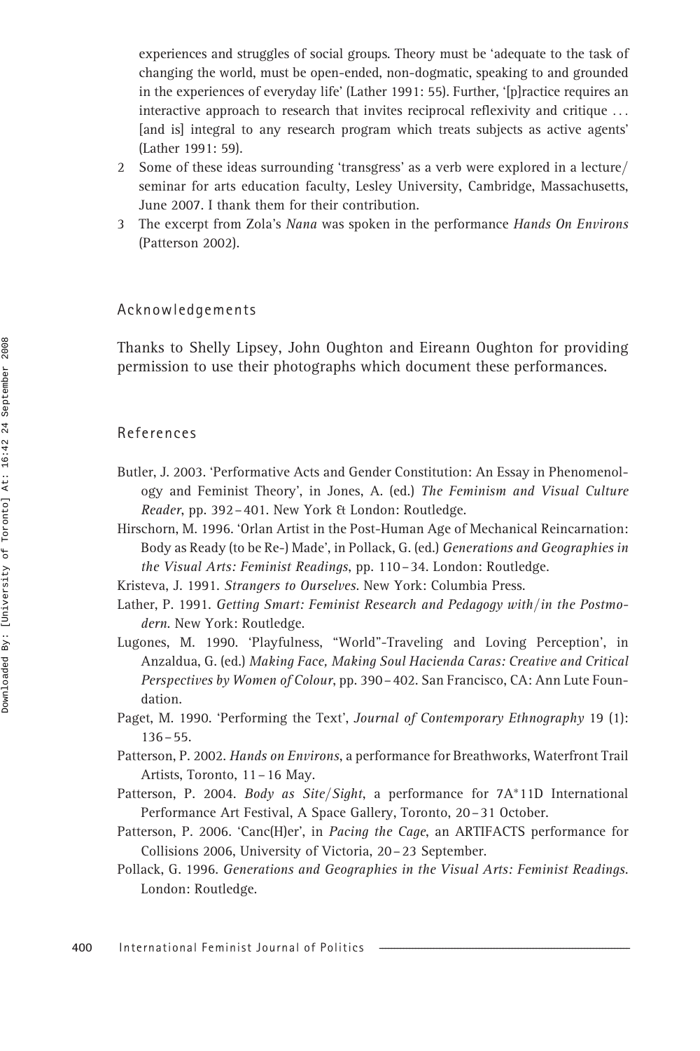experiences and struggles of social groups. Theory must be 'adequate to the task of changing the world, must be open-ended, non-dogmatic, speaking to and grounded in the experiences of everyday life' (Lather 1991: 55). Further, '[p]ractice requires an interactive approach to research that invites reciprocal reflexivity and critique ... [and is] integral to any research program which treats subjects as active agents' (Lather 1991: 59).

2 Some of these ideas surrounding 'transgress' as a verb were explored in a lecture/seminar for arts education faculty, Lesley University, Cambridge, Massachusetts, June 2007. I thank them for their contribution.

3 The excerpt from Zola's *Nana* was spoken in the performance *Hands On Environs* (Patterson 2002).

## Acknowledgements

Thanks to Shelly Lipsey, John Oughton and Eireann Oughton for providing permission to use their photographs which document these performances.

## References

Butler, J. 2003. 'Performative Acts and Gender Constitution: An Essay in Phenomenology and Feminist Theory', in Jones, A. (ed.) *The Feminism and Visual Culture Reader*, pp. 392–401. New York & London: Routledge.

Hirschorn, M. 1996. 'Orlan Artist in the Post-Human Age of Mechanical Reincarnation: Body as Ready (to be Re-) Made', in Pollack, G. (ed.) *Generations and Geographies in the Visual Arts: Feminist Readings*, pp. 110–34. London: Routledge.

Kristeva, J. 1991. *Strangers to Ourselves*. New York: Columbia Press.

Lather, P. 1991. *Getting Smart: Feminist Research and Pedagogy with/in the Postmodern*. New York: Routledge.

Lugones, M. 1990. 'Playfulness, "World"-Traveling and Loving Perception', in Anzaldua, G. (ed.) *Making Face, Making Soul Hacienda Caras: Creative and Critical Perspectives by Women of Colour*, pp. 390–402. San Francisco, CA: Ann Lute Foundation.

Paget, M. 1990. 'Performing the Text', *Journal of Contemporary Ethnography* 19 (1): 136–55.

Patterson, P. 2002. *Hands on Environs*, a performance for Breathworks, Waterfront Trail Artists, Toronto, 11–16 May.

Patterson, P. 2004. *Body as Site/Sight*, a performance for 7A*11D International Performance Art Festival, A Space Gallery, Toronto, 20–31 October.

Patterson, P. 2006. 'Canc(H)er', in *Pacing the Cage*, an ARTIFACTS performance for Collisions 2006, University of Victoria, 20–23 September.

Pollack, G. 1996. *Generations and Geographies in the Visual Arts: Feminist Readings*. London: Routledge.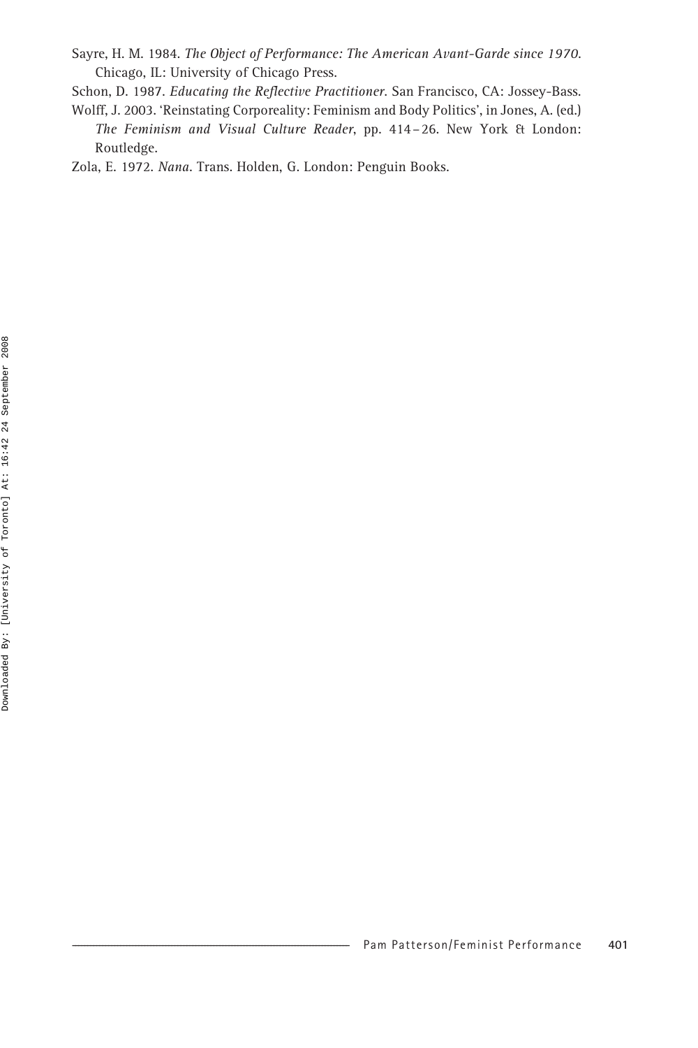Sayre, H. M. 1984. *The Object of Performance: The American Avant-Garde since 1970*. Chicago, IL: University of Chicago Press.

Schon, D. 1987. *Educating the Reflective Practitioner*. San Francisco, CA: Jossey-Bass.

Wolff, J. 2003. 'Reinstating Corporeality: Feminism and Body Politics', in Jones, A. (ed.) *The Feminism and Visual Culture Reader*, pp. 414–26. New York & London: Routledge.

Zola, E. 1972. *Nana*. Trans. Holden, G. London: Penguin Books.